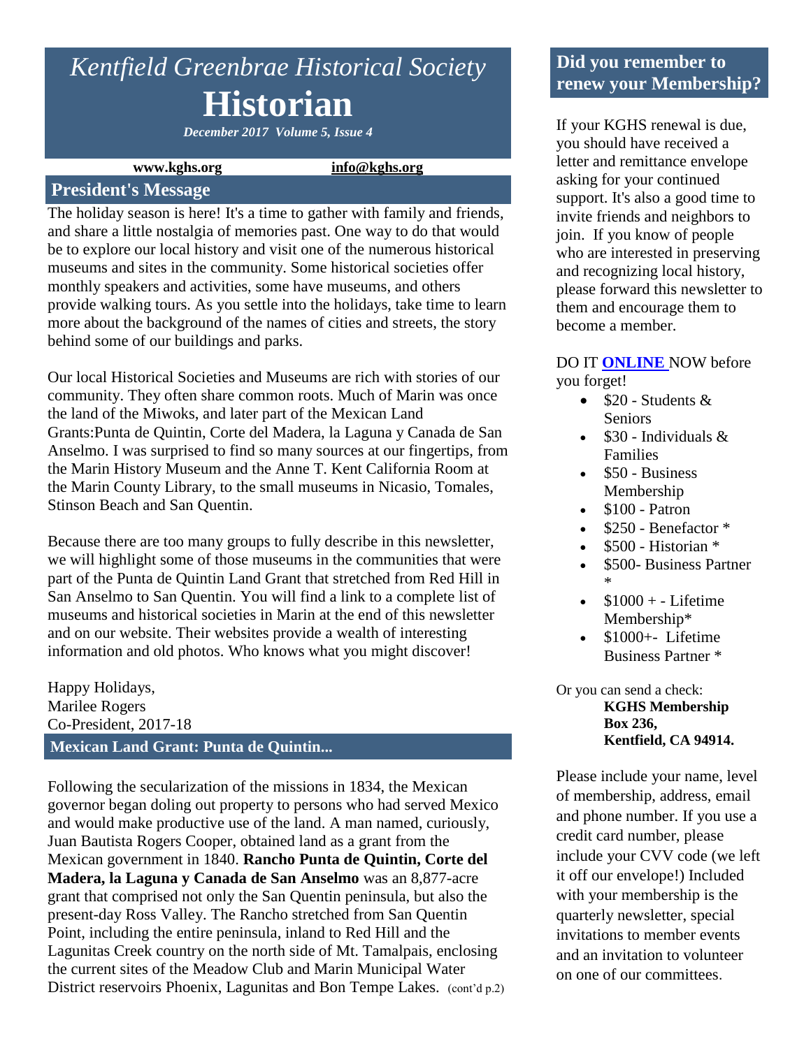# *Kentfield Greenbrae Historical Society*
# Historian

*December 2017 Volume 5, Issue 4*

**www.kghs.org** **info@kghs.org**

## President's Message

The holiday season is here! It's a time to gather with family and friends, and share a little nostalgia of memories past. One way to do that would be to explore our local history and visit one of the numerous historical museums and sites in the community. Some historical societies offer monthly speakers and activities, some have museums, and others provide walking tours. As you settle into the holidays, take time to learn more about the background of the names of cities and streets, the story behind some of our buildings and parks.

Our local Historical Societies and Museums are rich with stories of our community. They often share common roots. Much of Marin was once the land of the Miwoks, and later part of the Mexican Land Grants:Punta de Quintin, Corte del Madera, la Laguna y Canada de San Anselmo. I was surprised to find so many sources at our fingertips, from the Marin History Museum and the Anne T. Kent California Room at the Marin County Library, to the small museums in Nicasio, Tomales, Stinson Beach and San Quentin.

Because there are too many groups to fully describe in this newsletter, we will highlight some of those museums in the communities that were part of the Punta de Quintin Land Grant that stretched from Red Hill in San Anselmo to San Quentin. You will find a link to a complete list of museums and historical societies in Marin at the end of this newsletter and on our website. Their websites provide a wealth of interesting information and old photos. Who knows what you might discover!

Happy Holidays,
Marilee Rogers
Co-President, 2017-18

## Mexican Land Grant: Punta de Quintin...

Following the secularization of the missions in 1834, the Mexican governor began doling out property to persons who had served Mexico and would make productive use of the land. A man named, curiously, Juan Bautista Rogers Cooper, obtained land as a grant from the Mexican government in 1840. **Rancho Punta de Quintin, Corte del Madera, la Laguna y Canada de San Anselmo** was an 8,877-acre grant that comprised not only the San Quentin peninsula, but also the present-day Ross Valley. The Rancho stretched from San Quentin Point, including the entire peninsula, inland to Red Hill and the Lagunitas Creek country on the north side of Mt. Tamalpais, enclosing the current sites of the Meadow Club and Marin Municipal Water District reservoirs Phoenix, Lagunitas and Bon Tempe Lakes. (cont'd p.2)

## Did you remember to renew your Membership?

If your KGHS renewal is due, you should have received a letter and remittance envelope asking for your continued support. It's also a good time to invite friends and neighbors to join. If you know of people who are interested in preserving and recognizing local history, please forward this newsletter to them and encourage them to become a member.

DO IT **ONLINE** NOW before you forget!

- $20 - Students & Seniors
- $30 - Individuals & Families
- $50 - Business Membership
- $100 - Patron
- $250 - Benefactor *
- $500 - Historian *
- $500- Business Partner *
- $1000 + - Lifetime Membership*
- $1000+- Lifetime Business Partner *

Or you can send a check:

**KGHS Membership**
**Box 236,**
**Kentfield, CA 94914.**

Please include your name, level of membership, address, email and phone number. If you use a credit card number, please include your CVV code (we left it off our envelope!) Included with your membership is the quarterly newsletter, special invitations to member events and an invitation to volunteer on one of our committees.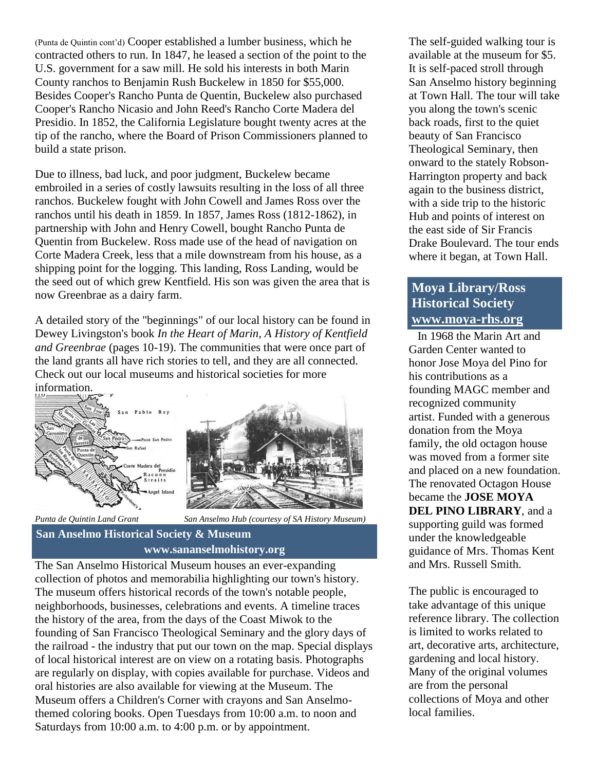(Punta de Quintin cont'd) Cooper established a lumber business, which he contracted others to run. In 1847, he leased a section of the point to the U.S. government for a saw mill. He sold his interests in both Marin County ranchos to Benjamin Rush Buckelew in 1850 for $55,000. Besides Cooper's Rancho Punta de Quentin, Buckelew also purchased Cooper's Rancho Nicasio and John Reed's Rancho Corte Madera del Presidio. In 1852, the California Legislature bought twenty acres at the tip of the rancho, where the Board of Prison Commissioners planned to build a state prison.

Due to illness, bad luck, and poor judgment, Buckelew became embroiled in a series of costly lawsuits resulting in the loss of all three ranchos. Buckelew fought with John Cowell and James Ross over the ranchos until his death in 1859. In 1857, James Ross (1812-1862), in partnership with John and Henry Cowell, bought Rancho Punta de Quentin from Buckelew. Ross made use of the head of navigation on Corte Madera Creek, less that a mile downstream from his house, as a shipping point for the logging. This landing, Ross Landing, would be the seed out of which grew Kentfield. His son was given the area that is now Greenbrae as a dairy farm.

A detailed story of the "beginnings" of our local history can be found in Dewey Livingston's book *In the Heart of Marin, A History of Kentfield and Greenbrae* (pages 10-19). The communities that were once part of the land grants all have rich stories to tell, and they are all connected. Check out our local museums and historical societies for more information.

*Punta de Quintin Land Grant*

*San Anselmo Hub (courtesy of SA History Museum)*

## San Anselmo Historical Society & Museum
**www.sananselmohistory.org**

The San Anselmo Historical Museum houses an ever-expanding collection of photos and memorabilia highlighting our town's history. The museum offers historical records of the town's notable people, neighborhoods, businesses, celebrations and events. A timeline traces the history of the area, from the days of the Coast Miwok to the founding of San Francisco Theological Seminary and the glory days of the railroad - the industry that put our town on the map. Special displays of local historical interest are on view on a rotating basis. Photographs are regularly on display, with copies available for purchase. Videos and oral histories are also available for viewing at the Museum. The Museum offers a Children's Corner with crayons and San Anselmo-themed coloring books. Open Tuesdays from 10:00 a.m. to noon and Saturdays from 10:00 a.m. to 4:00 p.m. or by appointment.

The self-guided walking tour is available at the museum for $5. It is self-paced stroll through San Anselmo history beginning at Town Hall. The tour will take you along the town's scenic back roads, first to the quiet beauty of San Francisco Theological Seminary, then onward to the stately Robson-Harrington property and back again to the business district, with a side trip to the historic Hub and points of interest on the east side of Sir Francis Drake Boulevard. The tour ends where it began, at Town Hall.

## Moya Library/Ross Historical Society
**www.moya-rhs.org**

In 1968 the Marin Art and Garden Center wanted to honor Jose Moya del Pino for his contributions as a founding MAGC member and recognized community artist. Funded with a generous donation from the Moya family, the old octagon house was moved from a former site and placed on a new foundation. The renovated Octagon House became the **JOSE MOYA DEL PINO LIBRARY**, and a supporting guild was formed under the knowledgeable guidance of Mrs. Thomas Kent and Mrs. Russell Smith.

The public is encouraged to take advantage of this unique reference library. The collection is limited to works related to art, decorative arts, architecture, gardening and local history. Many of the original volumes are from the personal collections of Moya and other local families.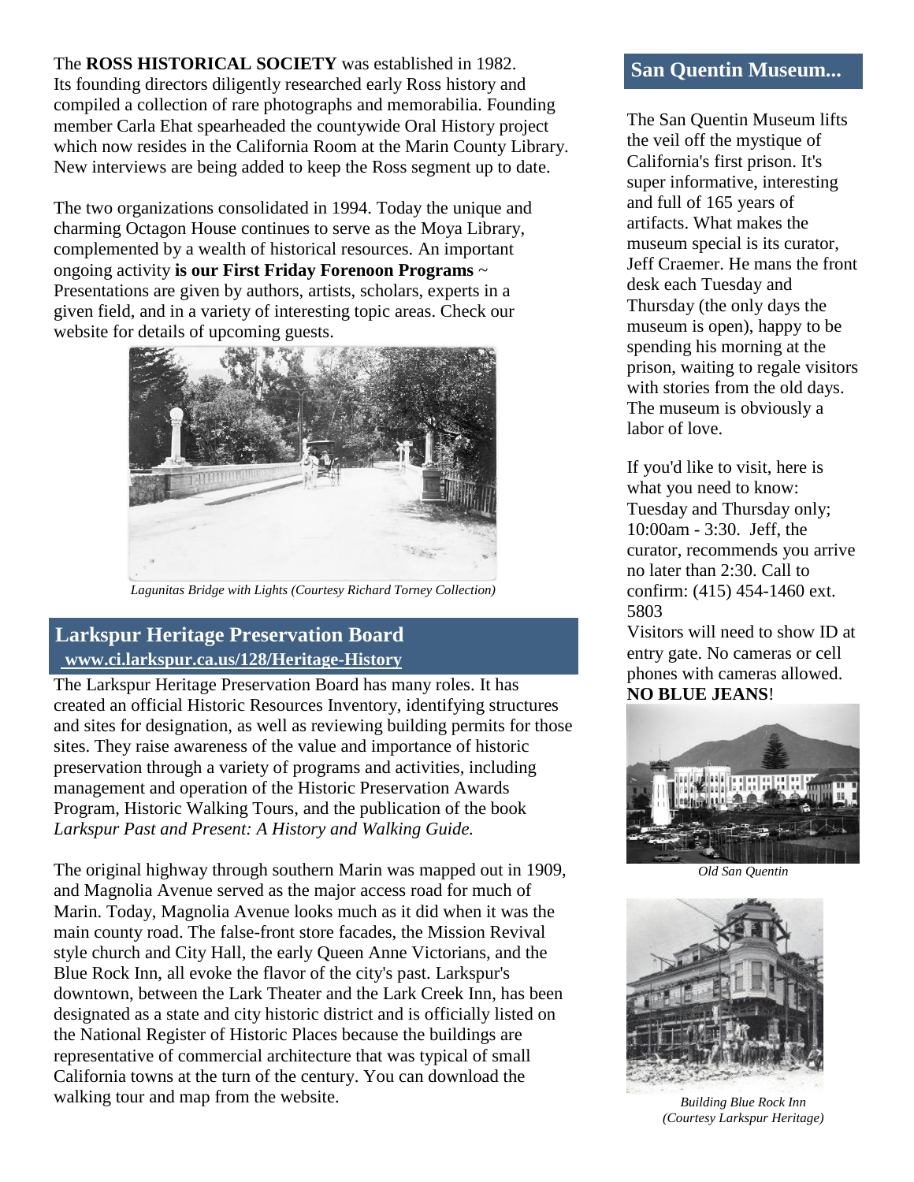The **ROSS HISTORICAL SOCIETY** was established in 1982. Its founding directors diligently researched early Ross history and compiled a collection of rare photographs and memorabilia. Founding member Carla Ehat spearheaded the countywide Oral History project which now resides in the California Room at the Marin County Library. New interviews are being added to keep the Ross segment up to date.

The two organizations consolidated in 1994. Today the unique and charming Octagon House continues to serve as the Moya Library, complemented by a wealth of historical resources. An important ongoing activity **is our First Friday Forenoon Programs** ~ Presentations are given by authors, artists, scholars, experts in a given field, and in a variety of interesting topic areas. Check our website for details of upcoming guests.

*Lagunitas Bridge with Lights (Courtesy Richard Torney Collection)*

## Larkspur Heritage Preservation Board

**www.ci.larkspur.ca.us/128/Heritage-History**

The Larkspur Heritage Preservation Board has many roles. It has created an official Historic Resources Inventory, identifying structures and sites for designation, as well as reviewing building permits for those sites. They raise awareness of the value and importance of historic preservation through a variety of programs and activities, including management and operation of the Historic Preservation Awards Program, Historic Walking Tours, and the publication of the book *Larkspur Past and Present: A History and Walking Guide.*

The original highway through southern Marin was mapped out in 1909, and Magnolia Avenue served as the major access road for much of Marin. Today, Magnolia Avenue looks much as it did when it was the main county road. The false-front store facades, the Mission Revival style church and City Hall, the early Queen Anne Victorians, and the Blue Rock Inn, all evoke the flavor of the city's past. Larkspur's downtown, between the Lark Theater and the Lark Creek Inn, has been designated as a state and city historic district and is officially listed on the National Register of Historic Places because the buildings are representative of commercial architecture that was typical of small California towns at the turn of the century. You can download the walking tour and map from the website.

## San Quentin Museum...

The San Quentin Museum lifts the veil off the mystique of California's first prison. It's super informative, interesting and full of 165 years of artifacts. What makes the museum special is its curator, Jeff Craemer. He mans the front desk each Tuesday and Thursday (the only days the museum is open), happy to be spending his morning at the prison, waiting to regale visitors with stories from the old days. The museum is obviously a labor of love.

If you'd like to visit, here is what you need to know: Tuesday and Thursday only; 10:00am - 3:30. Jeff, the curator, recommends you arrive no later than 2:30. Call to confirm: (415) 454-1460 ext. 5803

Visitors will need to show ID at entry gate. No cameras or cell phones with cameras allowed. **NO BLUE JEANS**!

*Old San Quentin*

*Building Blue Rock Inn (Courtesy Larkspur Heritage)*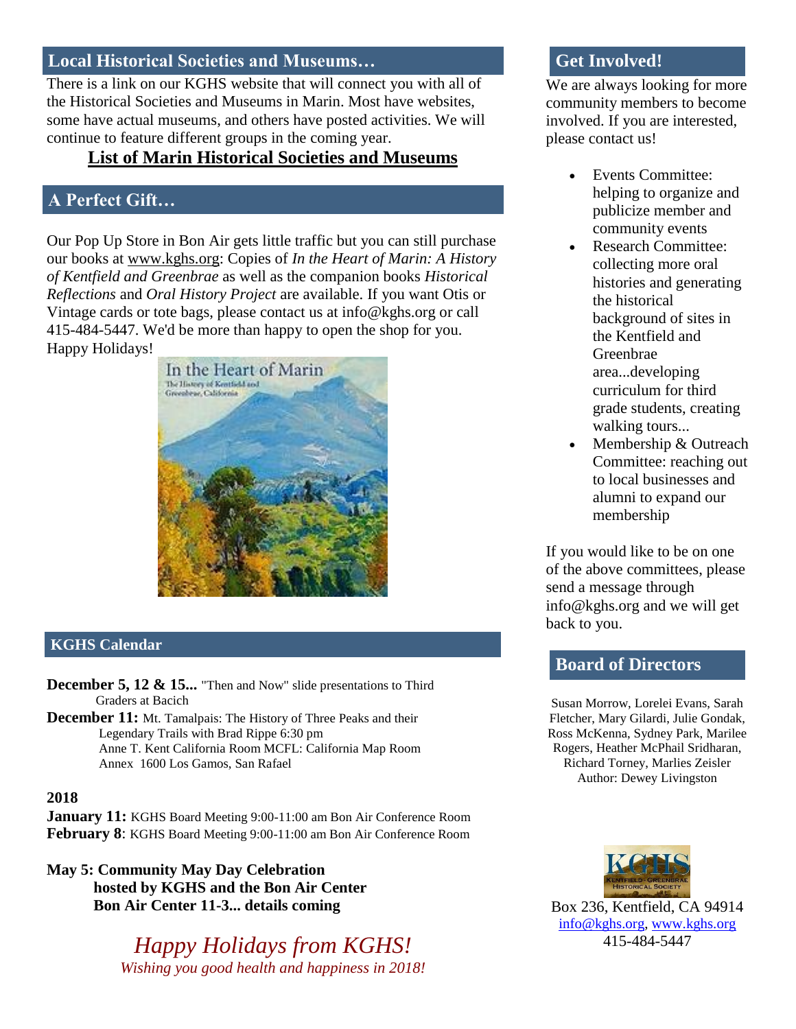## Local Historical Societies and Museums…

There is a link on our KGHS website that will connect you with all of the Historical Societies and Museums in Marin. Most have websites, some have actual museums, and others have posted activities. We will continue to feature different groups in the coming year.

**List of Marin Historical Societies and Museums**

## A Perfect Gift…

Our Pop Up Store in Bon Air gets little traffic but you can still purchase our books at www.kghs.org: Copies of *In the Heart of Marin: A History of Kentfield and Greenbrae* as well as the companion books *Historical Reflections* and *Oral History Project* are available. If you want Otis or Vintage cards or tote bags, please contact us at info@kghs.org or call 415-484-5447. We'd be more than happy to open the shop for you. Happy Holidays!

## KGHS Calendar

**December 5, 12 & 15...** "Then and Now" slide presentations to Third Graders at Bacich

**December 11:** Mt. Tamalpais: The History of Three Peaks and their Legendary Trails with Brad Rippe 6:30 pm
Anne T. Kent California Room MCFL: California Map Room Annex 1600 Los Gamos, San Rafael

**2018**

**January 11:** KGHS Board Meeting 9:00-11:00 am Bon Air Conference Room

**February 8**: KGHS Board Meeting 9:00-11:00 am Bon Air Conference Room

**May 5: Community May Day Celebration hosted by KGHS and the Bon Air Center Bon Air Center 11-3... details coming**

*Happy Holidays from KGHS!*
*Wishing you good health and happiness in 2018!*

## Get Involved!

We are always looking for more community members to become involved. If you are interested, please contact us!

- Events Committee: helping to organize and publicize member and community events
- Research Committee: collecting more oral histories and generating the historical background of sites in the Kentfield and Greenbrae area...developing curriculum for third grade students, creating walking tours...
- Membership & Outreach Committee: reaching out to local businesses and alumni to expand our membership

If you would like to be on one of the above committees, please send a message through info@kghs.org and we will get back to you.

## Board of Directors

Susan Morrow, Lorelei Evans, Sarah Fletcher, Mary Gilardi, Julie Gondak, Ross McKenna, Sydney Park, Marilee Rogers, Heather McPhail Sridharan, Richard Torney, Marlies Zeisler
Author: Dewey Livingston

Box 236, Kentfield, CA 94914
info@kghs.org, www.kghs.org
415-484-5447